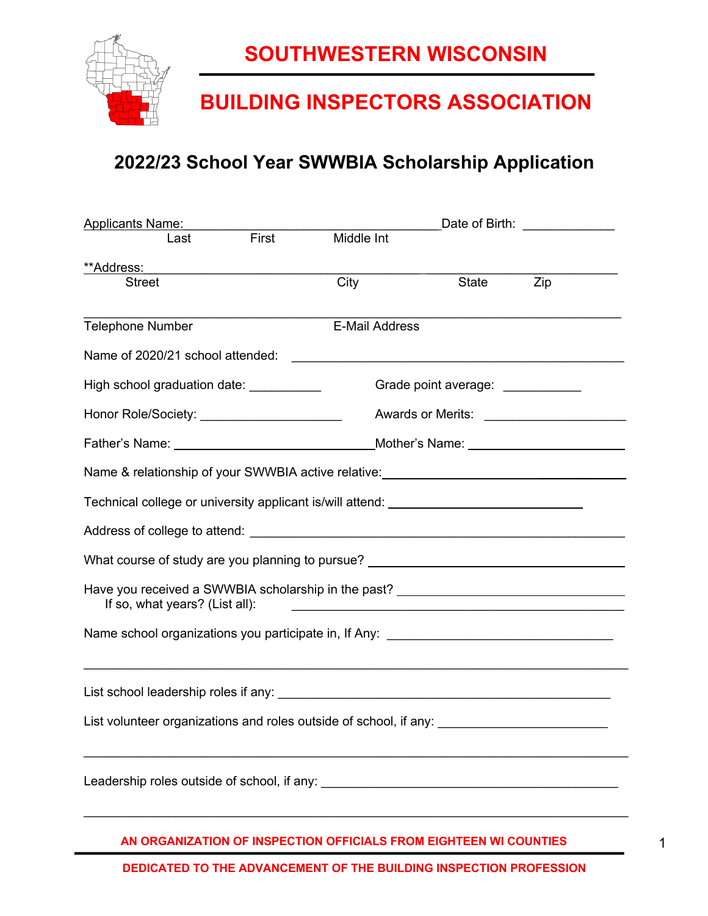# SOUTHWESTERN WISCONSIN

# BUILDING INSPECTORS ASSOCIATION

## 2022/23 School Year SWWBIA Scholarship Application

Applicants Name: ________________________________________ Date of Birth: _____________
Last First Middle Int

**Address: ___________________________________________________________________________
Street City State Zip

_____________________________________________________________________________________
Telephone Number E-Mail Address

Name of 2020/21 school attended: _______________________________________________

High school graduation date: __________ Grade point average: ___________

Honor Role/Society: ____________________ Awards or Merits: ____________________

Father's Name: ____________________________ Mother's Name: ______________________

Name & relationship of your SWWBIA active relative: __________________________________

Technical college or university applicant is/will attend: ____________________________

Address of college to attend: ____________________________________________________

What course of study are you planning to pursue? ____________________________________

Have you received a SWWBIA scholarship in the past? ________________________________
If so, what years? (List all): _________________________________________________

Name school organizations you participate in, If Any: ________________________________

_____________________________________________________________________________________

List school leadership roles if any: _______________________________________________

List volunteer organizations and roles outside of school, if any: _______________________

_____________________________________________________________________________________

Leadership roles outside of school, if any: _________________________________________

_____________________________________________________________________________________

AN ORGANIZATION OF INSPECTION OFFICIALS FROM EIGHTEEN WI COUNTIES

DEDICATED TO THE ADVANCEMENT OF THE BUILDING INSPECTION PROFESSION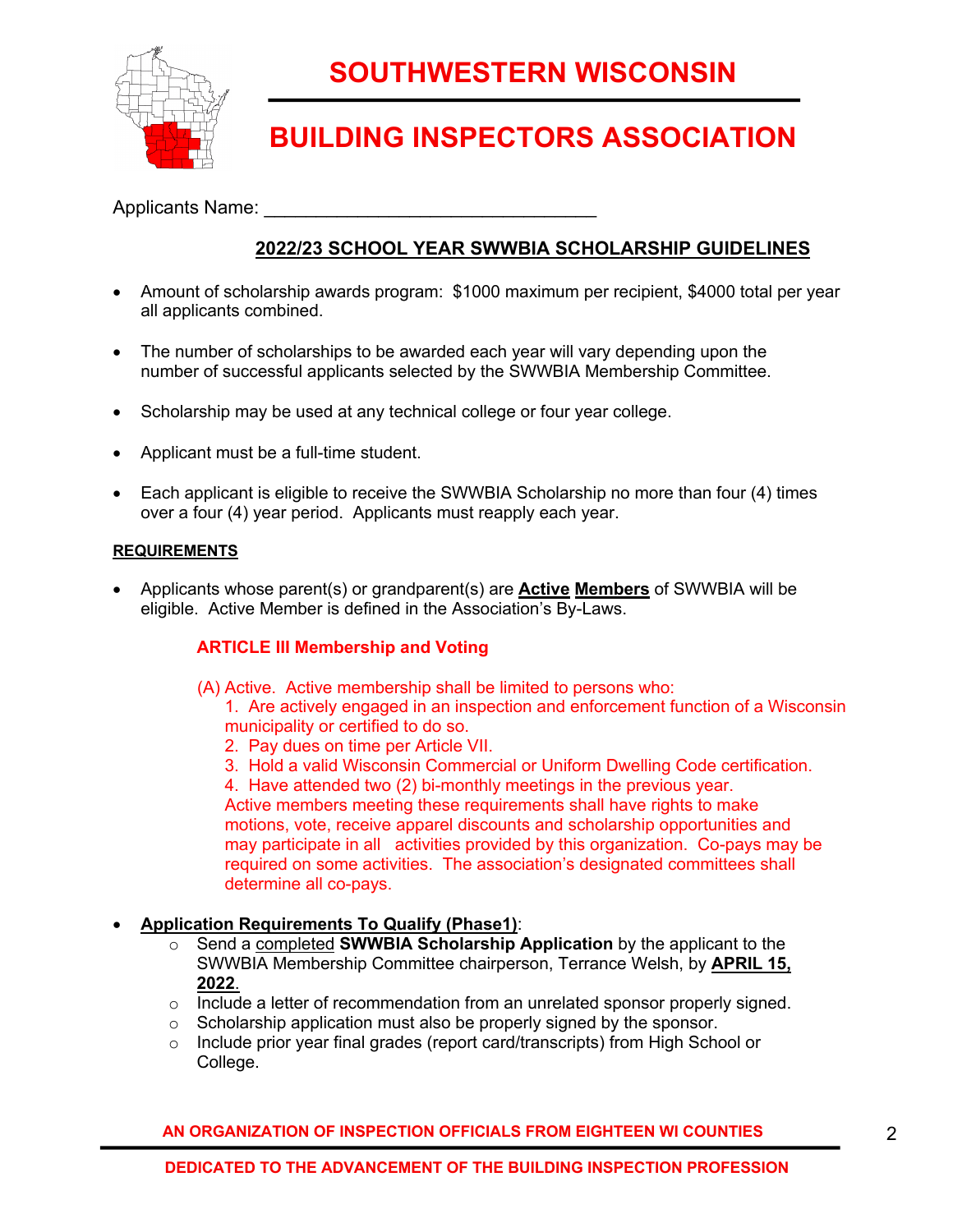# SOUTHWESTERN WISCONSIN

# BUILDING INSPECTORS ASSOCIATION

Applicants Name: ________________________________

## 2022/23 SCHOOL YEAR SWWBIA SCHOLARSHIP GUIDELINES

- Amount of scholarship awards program: $1000 maximum per recipient, $4000 total per year all applicants combined.
- The number of scholarships to be awarded each year will vary depending upon the number of successful applicants selected by the SWWBIA Membership Committee.
- Scholarship may be used at any technical college or four year college.
- Applicant must be a full-time student.
- Each applicant is eligible to receive the SWWBIA Scholarship no more than four (4) times over a four (4) year period. Applicants must reapply each year.

**REQUIREMENTS**

- Applicants whose parent(s) or grandparent(s) are **Active Members** of SWWBIA will be eligible. Active Member is defined in the Association's By-Laws.

  **ARTICLE III Membership and Voting**

  (A) Active. Active membership shall be limited to persons who:
  1. Are actively engaged in an inspection and enforcement function of a Wisconsin municipality or certified to do so.
  2. Pay dues on time per Article VII.
  3. Hold a valid Wisconsin Commercial or Uniform Dwelling Code certification.
  4. Have attended two (2) bi-monthly meetings in the previous year.

  Active members meeting these requirements shall have rights to make motions, vote, receive apparel discounts and scholarship opportunities and may participate in all activities provided by this organization. Co-pays may be required on some activities. The association's designated committees shall determine all co-pays.

- **Application Requirements To Qualify (Phase1)**:
  - Send a completed **SWWBIA Scholarship Application** by the applicant to the SWWBIA Membership Committee chairperson, Terrance Welsh, by **APRIL 15, 2022**.
  - Include a letter of recommendation from an unrelated sponsor properly signed.
  - Scholarship application must also be properly signed by the sponsor.
  - Include prior year final grades (report card/transcripts) from High School or College.

AN ORGANIZATION OF INSPECTION OFFICIALS FROM EIGHTEEN WI COUNTIES

DEDICATED TO THE ADVANCEMENT OF THE BUILDING INSPECTION PROFESSION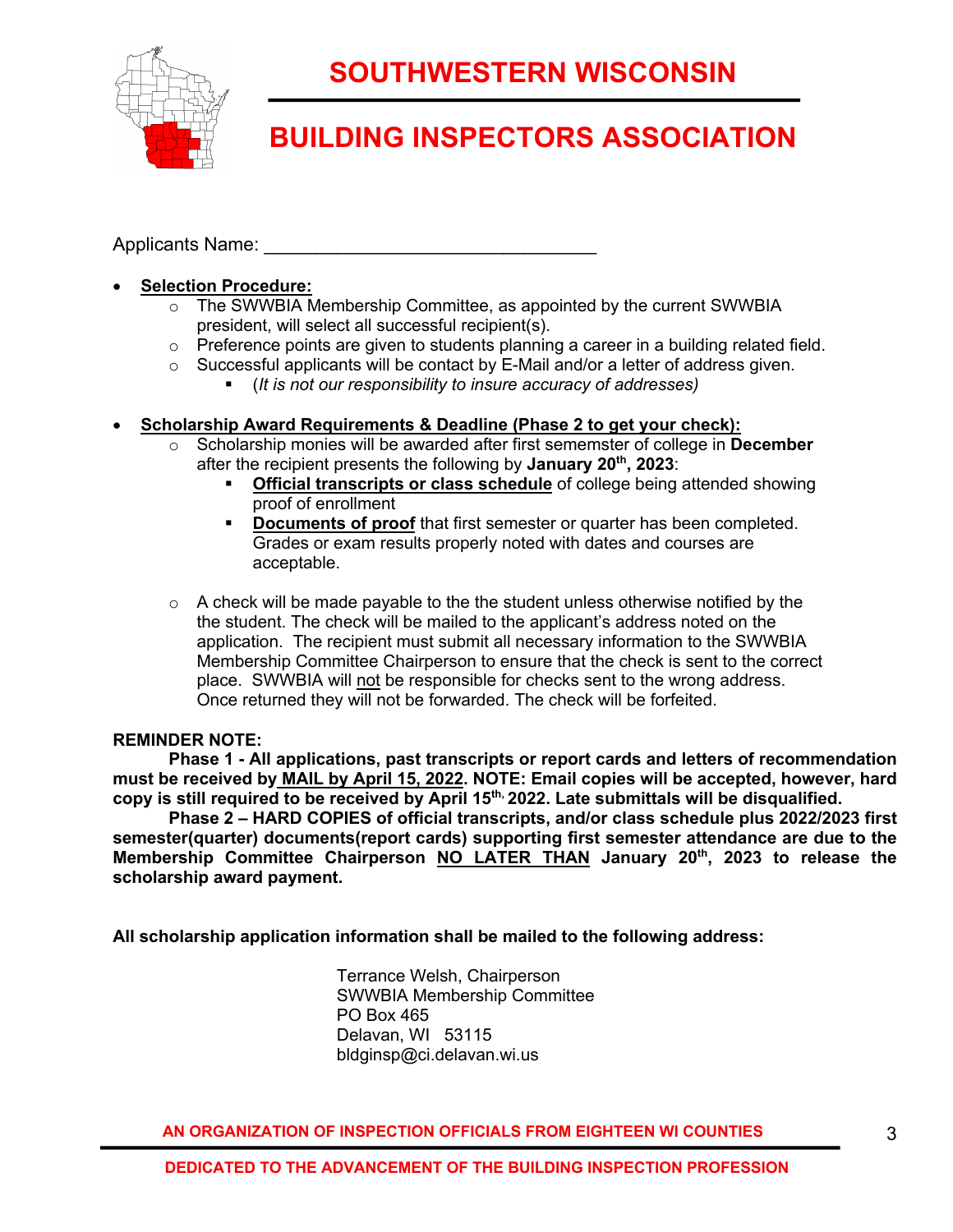# SOUTHWESTERN WISCONSIN

# BUILDING INSPECTORS ASSOCIATION

Applicants Name: ________________________________

- **Selection Procedure:**
  - The SWWBIA Membership Committee, as appointed by the current SWWBIA president, will select all successful recipient(s).
  - Preference points are given to students planning a career in a building related field.
  - Successful applicants will be contact by E-Mail and/or a letter of address given.
    - (*It is not our responsibility to insure accuracy of addresses)*

- **Scholarship Award Requirements & Deadline (Phase 2 to get your check):**
  - Scholarship monies will be awarded after first sememster of college in **December** after the recipient presents the following by **January 20th, 2023**:
    - **Official transcripts or class schedule** of college being attended showing proof of enrollment
    - **Documents of proof** that first semester or quarter has been completed. Grades or exam results properly noted with dates and courses are acceptable.

  - A check will be made payable to the the student unless otherwise notified by the the student. The check will be mailed to the applicant's address noted on the application. The recipient must submit all necessary information to the SWWBIA Membership Committee Chairperson to ensure that the check is sent to the correct place. SWWBIA will not be responsible for checks sent to the wrong address. Once returned they will not be forwarded. The check will be forfeited.

**REMINDER NOTE:**

**Phase 1 - All applications, past transcripts or report cards and letters of recommendation must be received by MAIL by April 15, 2022. NOTE: Email copies will be accepted, however, hard copy is still required to be received by April 15th, 2022. Late submittals will be disqualified.**

**Phase 2 – HARD COPIES of official transcripts, and/or class schedule plus 2022/2023 first semester(quarter) documents(report cards) supporting first semester attendance are due to the Membership Committee Chairperson NO LATER THAN January 20th, 2023 to release the scholarship award payment.**

**All scholarship application information shall be mailed to the following address:**

Terrance Welsh, Chairperson
SWWBIA Membership Committee
PO Box 465
Delavan, WI 53115
bldginsp@ci.delavan.wi.us

AN ORGANIZATION OF INSPECTION OFFICIALS FROM EIGHTEEN WI COUNTIES

DEDICATED TO THE ADVANCEMENT OF THE BUILDING INSPECTION PROFESSION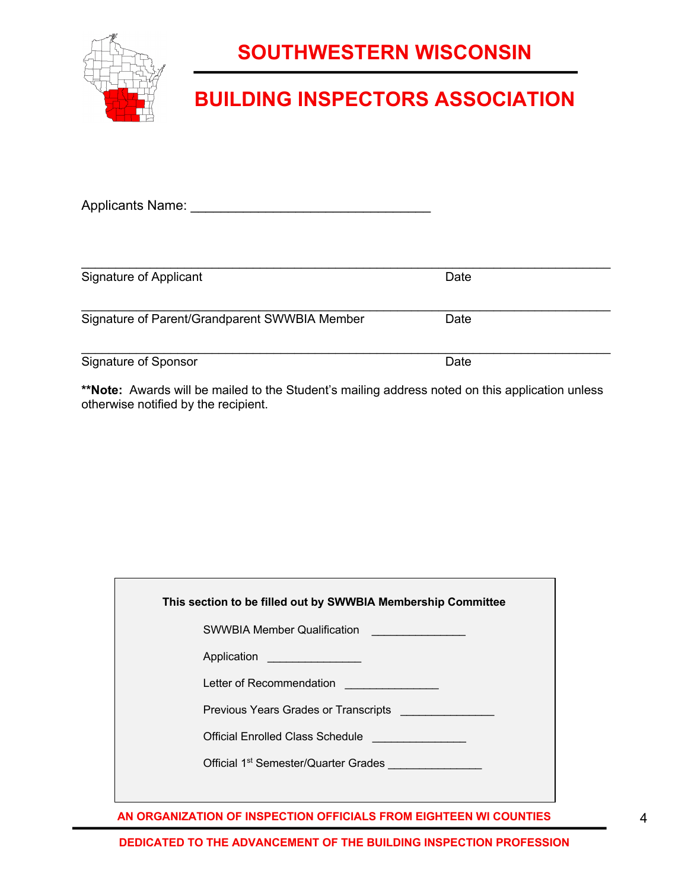# SOUTHWESTERN WISCONSIN

# BUILDING INSPECTORS ASSOCIATION

Applicants Name: ________________________________

_________________________________________________________________________

Signature of Applicant Date

_________________________________________________________________________

Signature of Parent/Grandparent SWWBIA Member Date

_________________________________________________________________________

Signature of Sponsor Date

**Note: Awards will be mailed to the Student's mailing address noted on this application unless otherwise notified by the recipient.

**This section to be filled out by SWWBIA Membership Committee**

SWWBIA Member Qualification _______________

Application _______________

Letter of Recommendation _______________

Previous Years Grades or Transcripts _______________

Official Enrolled Class Schedule _______________

Official 1st Semester/Quarter Grades _______________

AN ORGANIZATION OF INSPECTION OFFICIALS FROM EIGHTEEN WI COUNTIES

DEDICATED TO THE ADVANCEMENT OF THE BUILDING INSPECTION PROFESSION